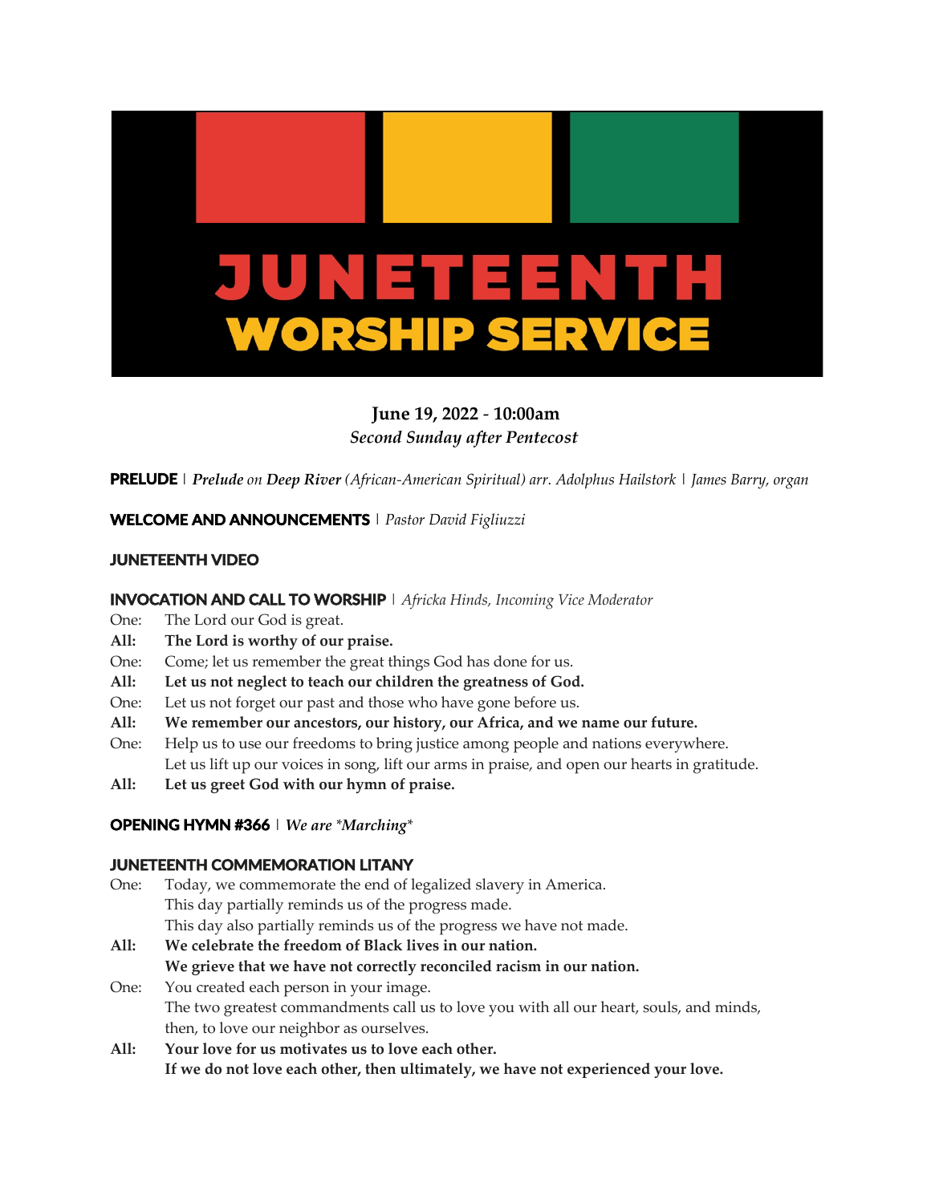# JUNETEENTH
## WORSHIP SERVICE

**June 19, 2022 - 10:00am**
*Second Sunday after Pentecost*

**PRELUDE** | ***Prelude** on **Deep River** (African-American Spiritual) arr. Adolphus Hailstork | James Barry, organ*

**WELCOME AND ANNOUNCEMENTS** | *Pastor David Figliuzzi*

**JUNETEENTH VIDEO**

**INVOCATION AND CALL TO WORSHIP** | *Africka Hinds, Incoming Vice Moderator*

One: The Lord our God is great.
**All: The Lord is worthy of our praise.**
One: Come; let us remember the great things God has done for us.
**All: Let us not neglect to teach our children the greatness of God.**
One: Let us not forget our past and those who have gone before us.
**All: We remember our ancestors, our history, our Africa, and we name our future.**
One: Help us to use our freedoms to bring justice among people and nations everywhere.
Let us lift up our voices in song, lift our arms in praise, and open our hearts in gratitude.
**All: Let us greet God with our hymn of praise.**

**OPENING HYMN #366** | *We are *Marching**

**JUNETEENTH COMMEMORATION LITANY**

One: Today, we commemorate the end of legalized slavery in America.
This day partially reminds us of the progress made.
This day also partially reminds us of the progress we have not made.
**All: We celebrate the freedom of Black lives in our nation.**
**We grieve that we have not correctly reconciled racism in our nation.**
One: You created each person in your image.
The two greatest commandments call us to love you with all our heart, souls, and minds, then, to love our neighbor as ourselves.
**All: Your love for us motivates us to love each other.**
**If we do not love each other, then ultimately, we have not experienced your love.**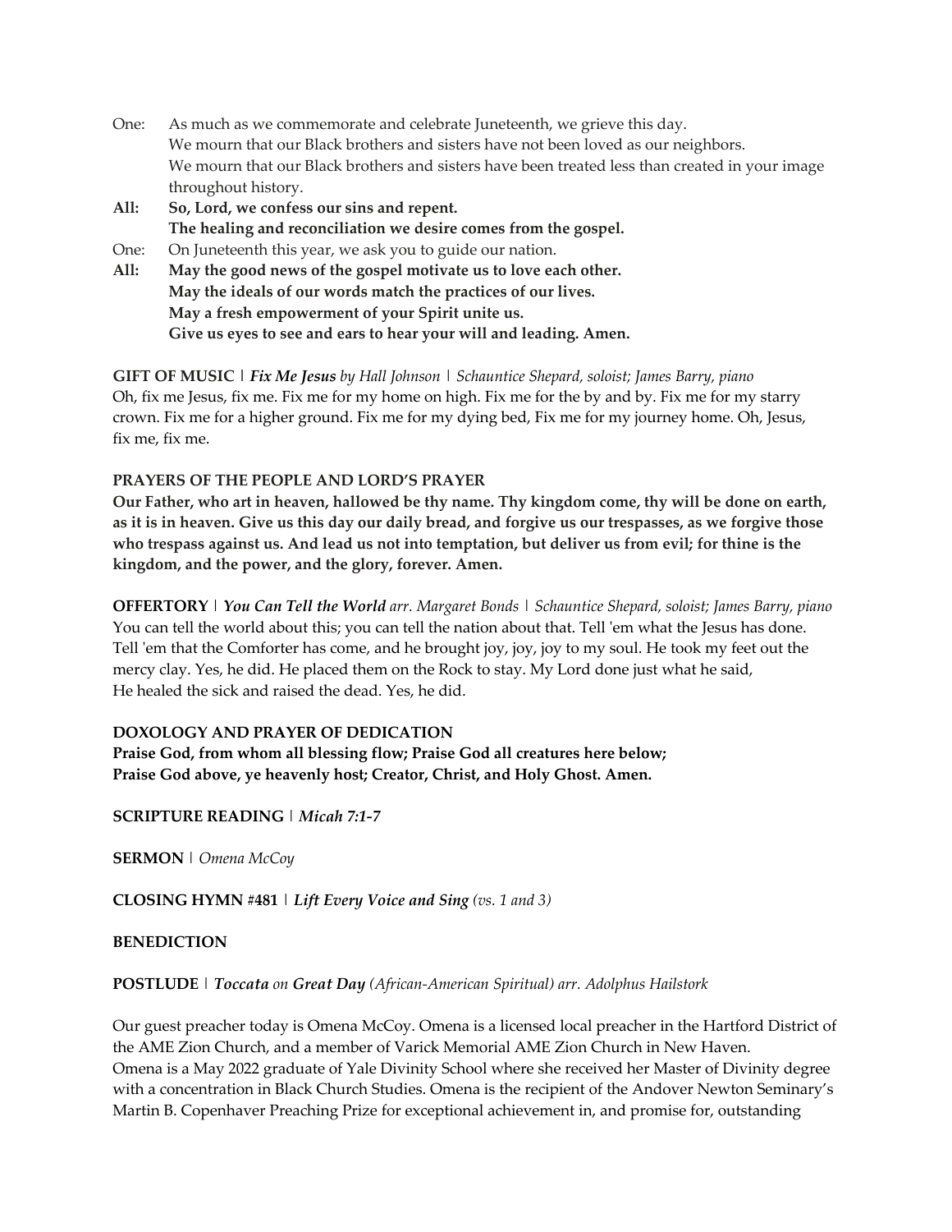One: As much as we commemorate and celebrate Juneteenth, we grieve this day.
We mourn that our Black brothers and sisters have not been loved as our neighbors.
We mourn that our Black brothers and sisters have been treated less than created in your image throughout history.

**All: So, Lord, we confess our sins and repent.**
**The healing and reconciliation we desire comes from the gospel.**

One: On Juneteenth this year, we ask you to guide our nation.

**All: May the good news of the gospel motivate us to love each other.**
**May the ideals of our words match the practices of our lives.**
**May a fresh empowerment of your Spirit unite us.**
**Give us eyes to see and ears to hear your will and leading. Amen.**

**GIFT OF MUSIC** | ***Fix Me Jesus*** *by Hall Johnson | Schauntice Shepard, soloist; James Barry, piano*
Oh, fix me Jesus, fix me. Fix me for my home on high. Fix me for the by and by. Fix me for my starry crown. Fix me for a higher ground. Fix me for my dying bed, Fix me for my journey home. Oh, Jesus, fix me, fix me.

**PRAYERS OF THE PEOPLE AND LORD'S PRAYER**
**Our Father, who art in heaven, hallowed be thy name. Thy kingdom come, thy will be done on earth, as it is in heaven. Give us this day our daily bread, and forgive us our trespasses, as we forgive those who trespass against us. And lead us not into temptation, but deliver us from evil; for thine is the kingdom, and the power, and the glory, forever. Amen.**

**OFFERTORY** | ***You Can Tell the World*** *arr. Margaret Bonds | Schauntice Shepard, soloist; James Barry, piano*
You can tell the world about this; you can tell the nation about that. Tell 'em what the Jesus has done. Tell 'em that the Comforter has come, and he brought joy, joy, joy to my soul. He took my feet out the mercy clay. Yes, he did. He placed them on the Rock to stay. My Lord done just what he said, He healed the sick and raised the dead. Yes, he did.

**DOXOLOGY AND PRAYER OF DEDICATION**
**Praise God, from whom all blessing flow; Praise God all creatures here below;**
**Praise God above, ye heavenly host; Creator, Christ, and Holy Ghost. Amen.**

**SCRIPTURE READING** | ***Micah 7:1-7***

**SERMON** | *Omena McCoy*

**CLOSING HYMN #481** | ***Lift Every Voice and Sing*** *(vs. 1 and 3)*

**BENEDICTION**

**POSTLUDE** | ***Toccata*** *on* ***Great Day*** *(African-American Spiritual) arr. Adolphus Hailstork*

Our guest preacher today is Omena McCoy. Omena is a licensed local preacher in the Hartford District of the AME Zion Church, and a member of Varick Memorial AME Zion Church in New Haven.
Omena is a May 2022 graduate of Yale Divinity School where she received her Master of Divinity degree with a concentration in Black Church Studies. Omena is the recipient of the Andover Newton Seminary's Martin B. Copenhaver Preaching Prize for exceptional achievement in, and promise for, outstanding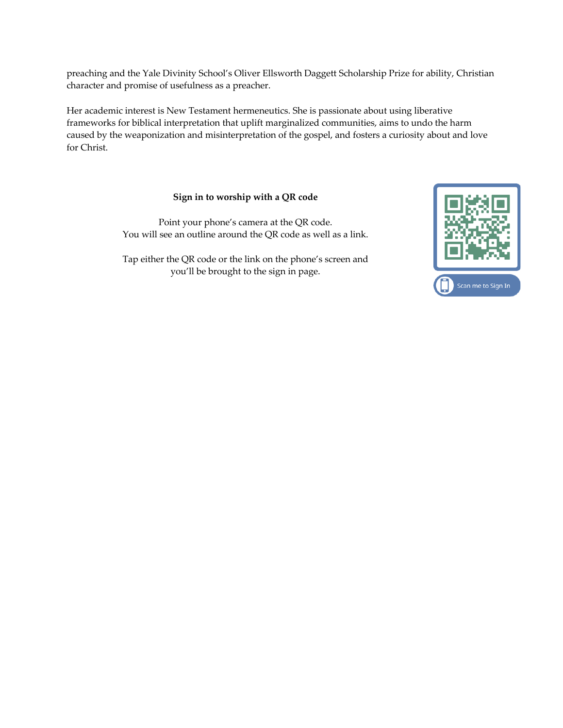preaching and the Yale Divinity School's Oliver Ellsworth Daggett Scholarship Prize for ability, Christian character and promise of usefulness as a preacher.

Her academic interest is New Testament hermeneutics. She is passionate about using liberative frameworks for biblical interpretation that uplift marginalized communities, aims to undo the harm caused by the weaponization and misinterpretation of the gospel, and fosters a curiosity about and love for Christ.

**Sign in to worship with a QR code**

Point your phone's camera at the QR code.
You will see an outline around the QR code as well as a link.

Tap either the QR code or the link on the phone's screen and you'll be brought to the sign in page.

Scan me to Sign In